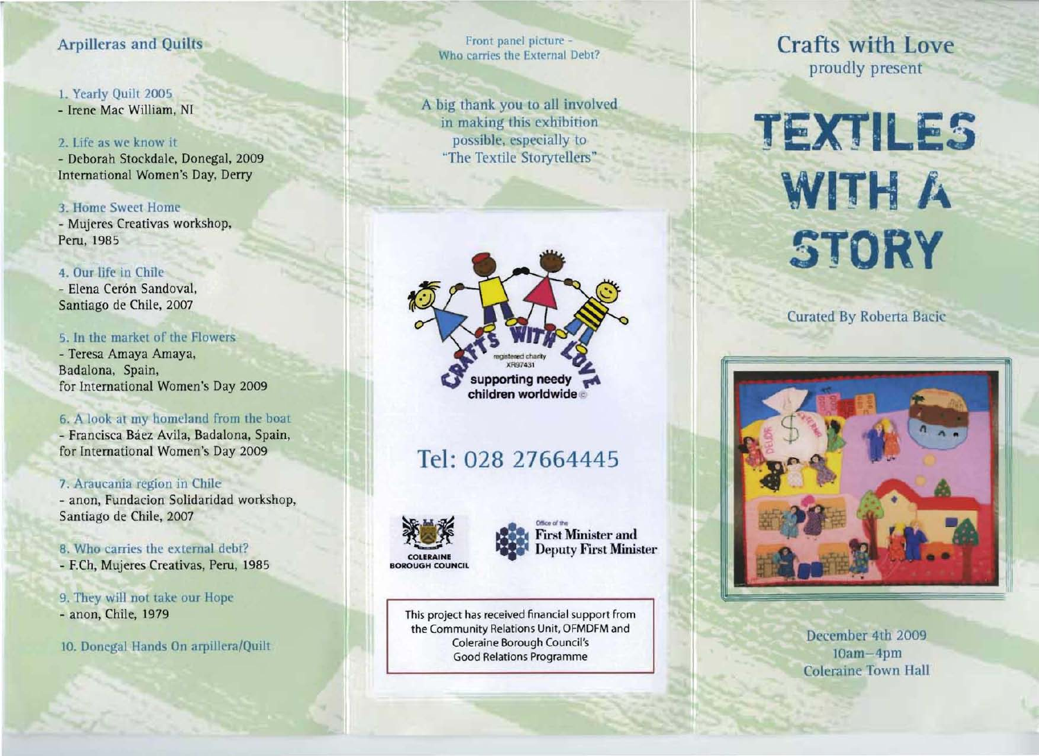## Arpilleras and Quilts

1. Yearly Quilt 2005
   - Irene Mac William, NI
2. Life as we know it
   - Deborah Stockdale, Donegal, 2009
   International Women's Day, Derry
3. Home Sweet Home
   - Mujeres Creativas workshop, Peru, 1985
4. Our life in Chile
   - Elena Cerón Sandoval, Santiago de Chile, 2007
5. In the market of the Flowers
   - Teresa Amaya Amaya, Badalona, Spain, for International Women's Day 2009
6. A look at my homeland from the boat
   - Francisca Báez Avila, Badalona, Spain, for International Women's Day 2009
7. Araucania region in Chile
   - anon, Fundacion Solidaridad workshop, Santiago de Chile, 2007
8. Who carries the external debt?
   - F.Ch, Mujeres Creativas, Peru, 1985
9. They will not take our Hope
   - anon, Chile, 1979
10. Donegal Hands On arpillera/Quilt

Front panel picture - Who carries the External Debt?

A big thank you to all involved in making this exhibition possible, especially to "The Textile Storytellers"

CRAFTS WITH LOVE
registered charity XR97431
supporting needy children worldwide ©

Tel: 028 27664445

COLERAINE BOROUGH COUNCIL

Office of the First Minister and Deputy First Minister

This project has received financial support from the Community Relations Unit, OFMDFM and Coleraine Borough Council's Good Relations Programme

Crafts with Love proudly present

# TEXTILES WITH A STORY

Curated By Roberta Bacic

December 4th 2009
10am–4pm
Coleraine Town Hall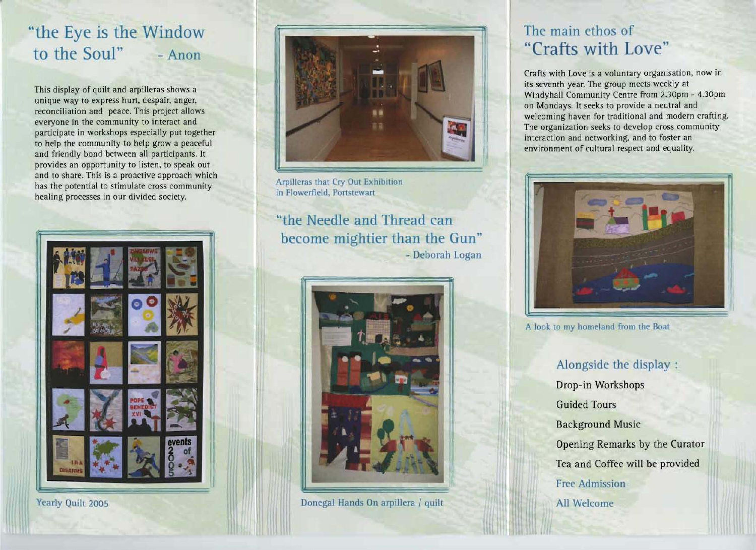## "the Eye is the Window to the Soul" - Anon

This display of quilt and arpilleras shows a unique way to express hurt, despair, anger, reconciliation and peace. This project allows everyone in the community to interact and participate in workshops especially put together to help the community to help grow a peaceful and friendly bond between all participants. It provides an opportunity to listen, to speak out and to share. This is a proactive approach which has the potential to stimulate cross community healing processes in our divided society.

Yearly Quilt 2005

Arpilleras that Cry Out Exhibition in Flowerfield, Portstewart

## "the Needle and Thread can become mightier than the Gun"

\- Deborah Logan

Donegal Hands On arpillera / quilt

## The main ethos of "Crafts with Love"

Crafts with Love is a voluntary organisation, now in its seventh year. The group meets weekly at Windyhall Community Centre from 2.30pm - 4.30pm on Mondays. It seeks to provide a neutral and welcoming haven for traditional and modern crafting. The organization seeks to develop cross community interaction and networking, and to foster an environment of cultural respect and equality.

A look to my homeland from the Boat

### Alongside the display :

Drop-in Workshops

Guided Tours

Background Music

Opening Remarks by the Curator

Tea and Coffee will be provided

Free Admission

All Welcome